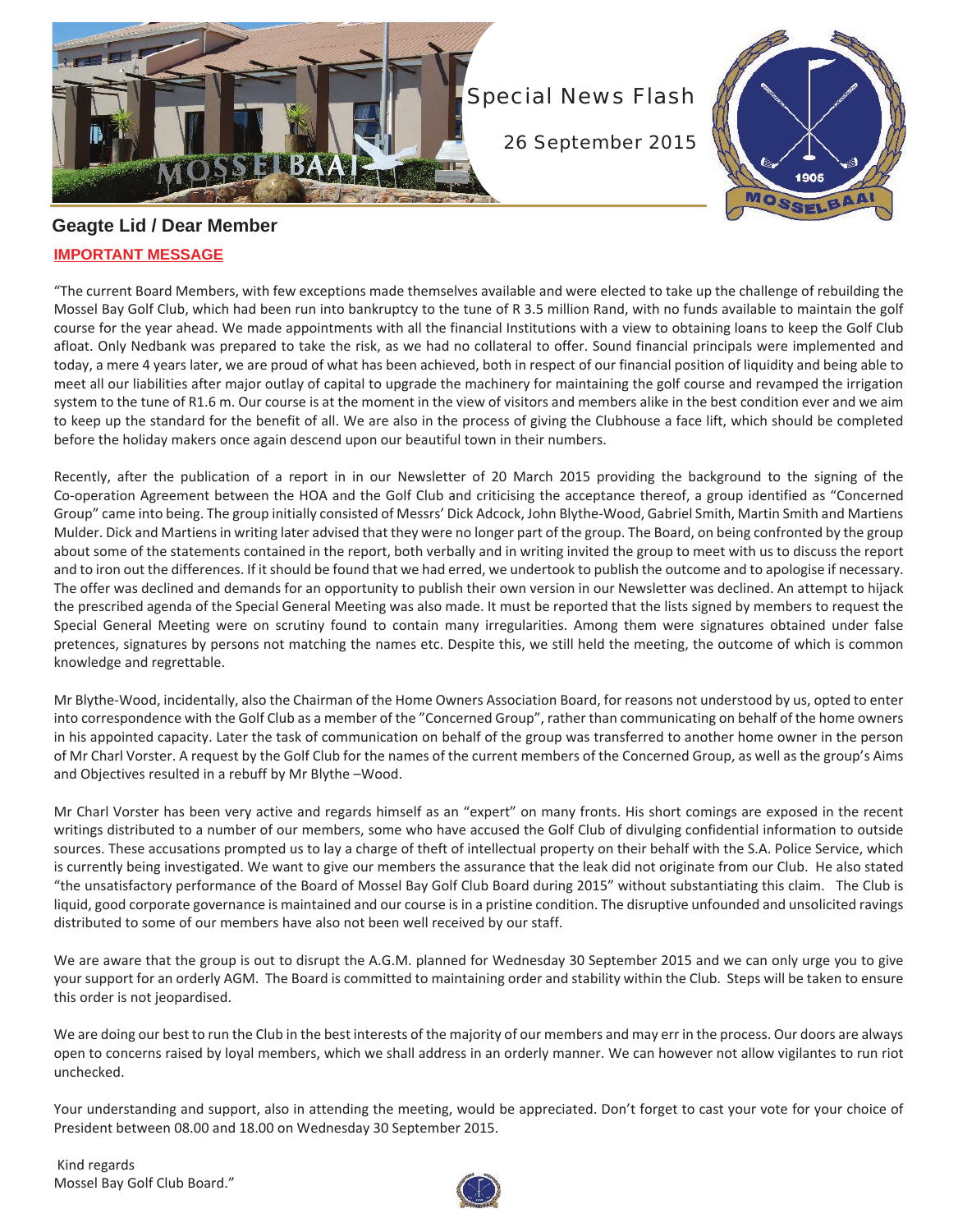Special News Flash

26 September 2015

## Geagte Lid / Dear Member

**IMPORTANT MESSAGE**

"The current Board Members, with few exceptions made themselves available and were elected to take up the challenge of rebuilding the Mossel Bay Golf Club, which had been run into bankruptcy to the tune of R 3.5 million Rand, with no funds available to maintain the golf course for the year ahead. We made appointments with all the financial Institutions with a view to obtaining loans to keep the Golf Club afloat. Only Nedbank was prepared to take the risk, as we had no collateral to offer. Sound financial principals were implemented and today, a mere 4 years later, we are proud of what has been achieved, both in respect of our financial position of liquidity and being able to meet all our liabilities after major outlay of capital to upgrade the machinery for maintaining the golf course and revamped the irrigation system to the tune of R1.6 m. Our course is at the moment in the view of visitors and members alike in the best condition ever and we aim to keep up the standard for the benefit of all. We are also in the process of giving the Clubhouse a face lift, which should be completed before the holiday makers once again descend upon our beautiful town in their numbers.

Recently, after the publication of a report in in our Newsletter of 20 March 2015 providing the background to the signing of the Co-operation Agreement between the HOA and the Golf Club and criticising the acceptance thereof, a group identified as "Concerned Group" came into being. The group initially consisted of Messrs' Dick Adcock, John Blythe-Wood, Gabriel Smith, Martin Smith and Martiens Mulder. Dick and Martiens in writing later advised that they were no longer part of the group. The Board, on being confronted by the group about some of the statements contained in the report, both verbally and in writing invited the group to meet with us to discuss the report and to iron out the differences. If it should be found that we had erred, we undertook to publish the outcome and to apologise if necessary. The offer was declined and demands for an opportunity to publish their own version in our Newsletter was declined. An attempt to hijack the prescribed agenda of the Special General Meeting was also made. It must be reported that the lists signed by members to request the Special General Meeting were on scrutiny found to contain many irregularities. Among them were signatures obtained under false pretences, signatures by persons not matching the names etc. Despite this, we still held the meeting, the outcome of which is common knowledge and regrettable.

Mr Blythe-Wood, incidentally, also the Chairman of the Home Owners Association Board, for reasons not understood by us, opted to enter into correspondence with the Golf Club as a member of the "Concerned Group", rather than communicating on behalf of the home owners in his appointed capacity. Later the task of communication on behalf of the group was transferred to another home owner in the person of Mr Charl Vorster. A request by the Golf Club for the names of the current members of the Concerned Group, as well as the group's Aims and Objectives resulted in a rebuff by Mr Blythe –Wood.

Mr Charl Vorster has been very active and regards himself as an "expert" on many fronts. His short comings are exposed in the recent writings distributed to a number of our members, some who have accused the Golf Club of divulging confidential information to outside sources. These accusations prompted us to lay a charge of theft of intellectual property on their behalf with the S.A. Police Service, which is currently being investigated. We want to give our members the assurance that the leak did not originate from our Club. He also stated "the unsatisfactory performance of the Board of Mossel Bay Golf Club Board during 2015" without substantiating this claim. The Club is liquid, good corporate governance is maintained and our course is in a pristine condition. The disruptive unfounded and unsolicited ravings distributed to some of our members have also not been well received by our staff.

We are aware that the group is out to disrupt the A.G.M. planned for Wednesday 30 September 2015 and we can only urge you to give your support for an orderly AGM. The Board is committed to maintaining order and stability within the Club. Steps will be taken to ensure this order is not jeopardised.

We are doing our best to run the Club in the best interests of the majority of our members and may err in the process. Our doors are always open to concerns raised by loyal members, which we shall address in an orderly manner. We can however not allow vigilantes to run riot unchecked.

Your understanding and support, also in attending the meeting, would be appreciated. Don't forget to cast your vote for your choice of President between 08.00 and 18.00 on Wednesday 30 September 2015.

Kind regards
Mossel Bay Golf Club Board."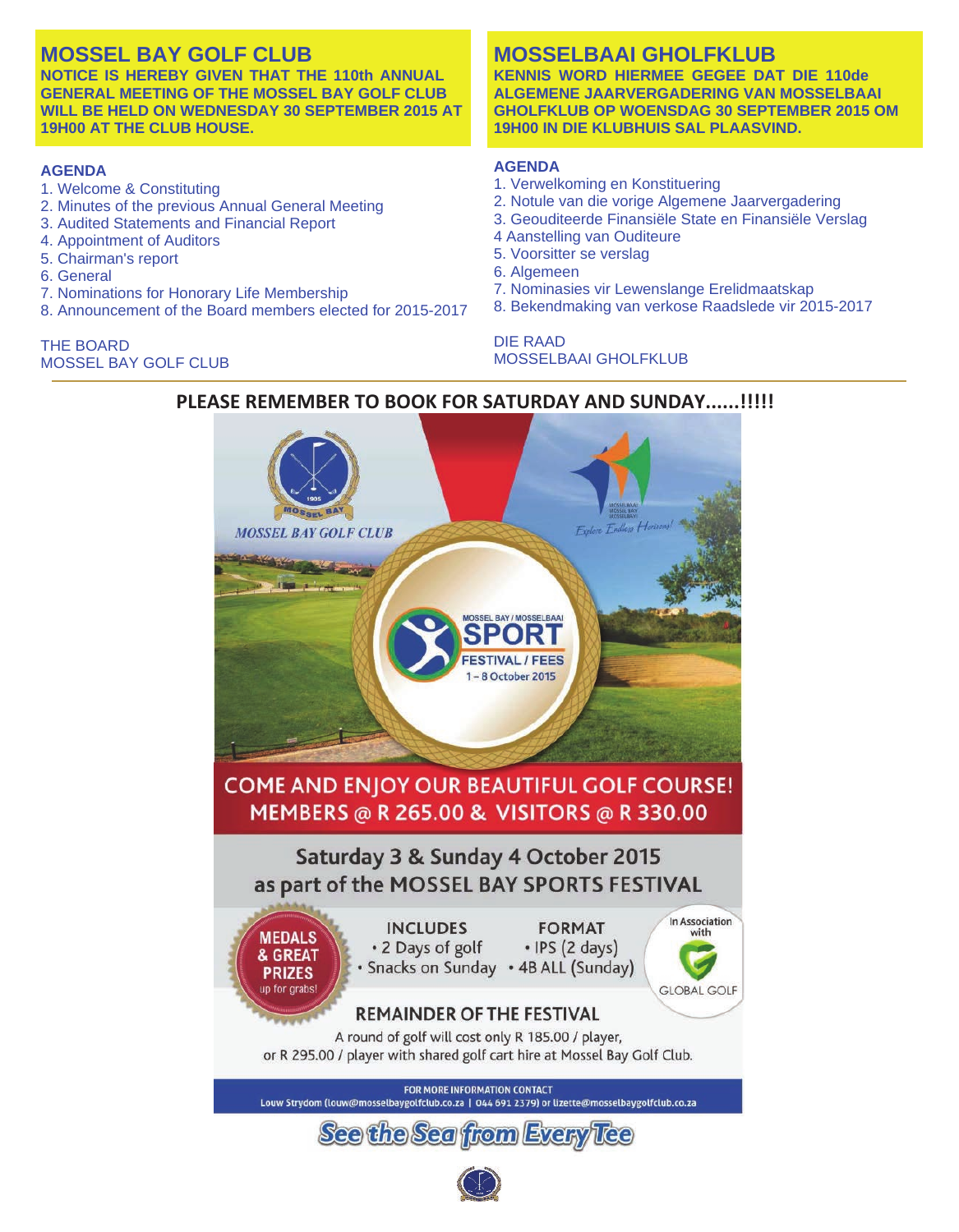## MOSSEL BAY GOLF CLUB

**NOTICE IS HEREBY GIVEN THAT THE 110th ANNUAL GENERAL MEETING OF THE MOSSEL BAY GOLF CLUB WILL BE HELD ON WEDNESDAY 30 SEPTEMBER 2015 AT 19H00 AT THE CLUB HOUSE.**

**AGENDA**

1. Welcome & Constituting
2. Minutes of the previous Annual General Meeting
3. Audited Statements and Financial Report
4. Appointment of Auditors
5. Chairman's report
6. General
7. Nominations for Honorary Life Membership
8. Announcement of the Board members elected for 2015-2017

THE BOARD
MOSSEL BAY GOLF CLUB

## MOSSELBAAI GHOLFKLUB

**KENNIS WORD HIERMEE GEGEE DAT DIE 110de ALGEMENE JAARVERGADERING VAN MOSSELBAAI GHOLFKLUB OP WOENSDAG 30 SEPTEMBER 2015 OM 19H00 IN DIE KLUBHUIS SAL PLAASVIND.**

**AGENDA**

1. Verwelkoming en Konstituering
2. Notule van die vorige Algemene Jaarvergadering
3. Geouditeerde Finansiële State en Finansiële Verslag
4. Aanstelling van Ouditeure
5. Voorsitter se verslag
6. Algemeen
7. Nominasies vir Lewenslange Erelidmaatskap
8. Bekendmaking van verkose Raadslede vir 2015-2017

DIE RAAD
MOSSELBAAI GHOLFKLUB

---

**PLEASE REMEMBER TO BOOK FOR SATURDAY AND SUNDAY......!!!!!**

MOSSEL BAY GOLF CLUB

MOSSEL BAY / MOSSELBAAI **SPORT** FESTIVAL / FEES 1 – 8 October 2015

*Explore Endless Horizons!*

**COME AND ENJOY OUR BEAUTIFUL GOLF COURSE!**
**MEMBERS @ R 265.00 & VISITORS @ R 330.00**

**Saturday 3 & Sunday 4 October 2015**
**as part of the MOSSEL BAY SPORTS FESTIVAL**

**MEDALS & GREAT PRIZES** up for grabs!

**INCLUDES**
- 2 Days of golf
- Snacks on Sunday

**FORMAT**
- IPS (2 days)
- 4B ALL (Sunday)

In Association with GLOBAL GOLF

**REMAINDER OF THE FESTIVAL**

A round of golf will cost only R 185.00 / player, or R 295.00 / player with shared golf cart hire at Mossel Bay Golf Club.

FOR MORE INFORMATION CONTACT
Louw Strydom (louw@mosselbaygolfclub.co.za | 044 691 2379) or lizette@mosselbaygolfclub.co.za

**See the Sea from Every Tee**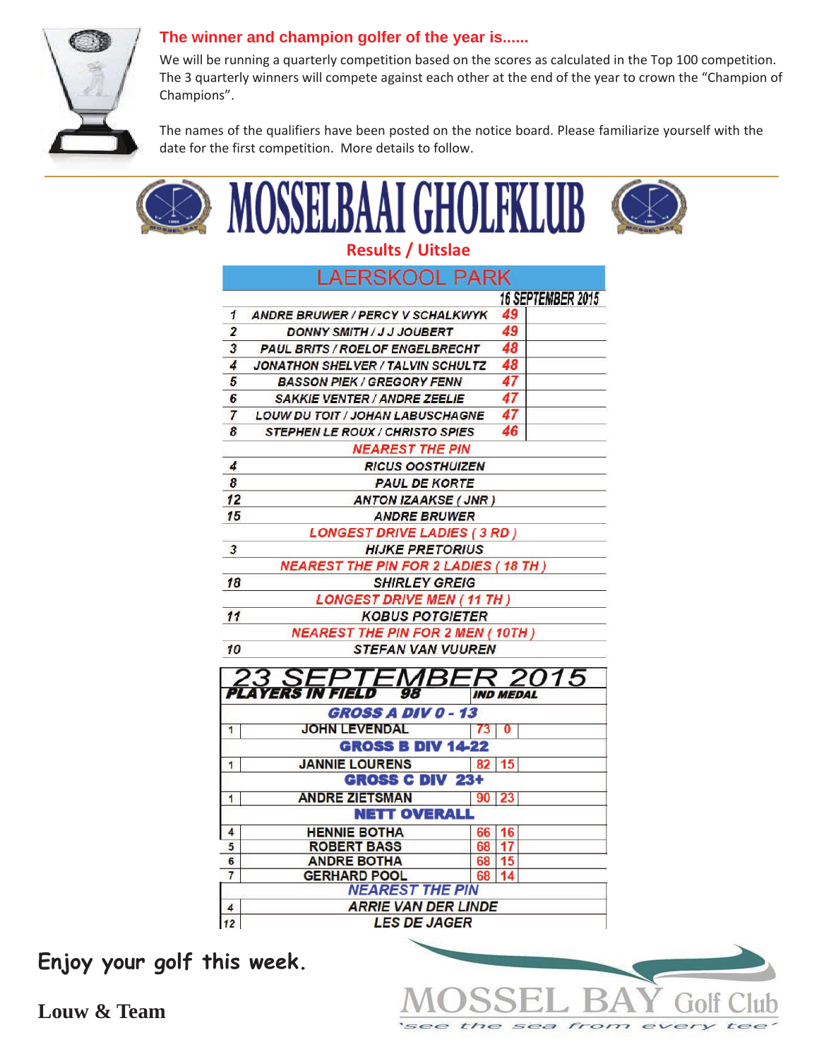## The winner and champion golfer of the year is......

We will be running a quarterly competition based on the scores as calculated in the Top 100 competition. The 3 quarterly winners will compete against each other at the end of the year to crown the "Champion of Champions".

The names of the qualifiers have been posted on the notice board. Please familiarize yourself with the date for the first competition. More details to follow.

# MOSSELBAAI GHOLFKLUB

## Results / Uitslae

### LAERSKOOL PARK

16 SEPTEMBER 2015

| | | |
|---|---|---|
| 1 | ANDRE BRUWER / PERCY V SCHALKWYK | 49 |
| 2 | DONNY SMITH / J J JOUBERT | 49 |
| 3 | PAUL BRITS / ROELOF ENGELBRECHT | 48 |
| 4 | JONATHON SHELVER / TALVIN SCHULTZ | 48 |
| 5 | BASSON PIEK / GREGORY FENN | 47 |
| 6 | SAKKIE VENTER / ANDRE ZEELIE | 47 |
| 7 | LOUW DU TOIT / JOHAN LABUSCHAGNE | 47 |
| 8 | STEPHEN LE ROUX / CHRISTO SPIES | 46 |
| | **NEAREST THE PIN** | |
| 4 | RICUS OOSTHUIZEN | |
| 8 | PAUL DE KORTE | |
| 12 | ANTON IZAAKSE ( JNR ) | |
| 15 | ANDRE BRUWER | |
| | **LONGEST DRIVE LADIES ( 3 RD )** | |
| 3 | HIJKE PRETORIUS | |
| | **NEAREST THE PIN FOR 2 LADIES ( 18 TH )** | |
| 18 | SHIRLEY GREIG | |
| | **LONGEST DRIVE MEN ( 11 TH )** | |
| 11 | KOBUS POTGIETER | |
| | **NEAREST THE PIN FOR 2 MEN ( 10TH )** | |
| 10 | STEFAN VAN VUUREN | |

### 23 SEPTEMBER 2015

PLAYERS IN FIELD 98 — IND MEDAL

| | | | |
|---|---|---|---|
| | **GROSS A DIV 0 - 13** | | |
| 1 | JOHN LEVENDAL | 73 | 0 |
| | **GROSS B DIV 14-22** | | |
| 1 | JANNIE LOURENS | 82 | 15 |
| | **GROSS C DIV 23+** | | |
| 1 | ANDRE ZIETSMAN | 90 | 23 |
| | **NETT OVERALL** | | |
| 4 | HENNIE BOTHA | 66 | 16 |
| 5 | ROBERT BASS | 68 | 17 |
| 6 | ANDRE BOTHA | 68 | 15 |
| 7 | GERHARD POOL | 68 | 14 |
| | **NEAREST THE PIN** | | |
| 4 | ARRIE VAN DER LINDE | | |
| 12 | LES DE JAGER | | |

**Enjoy your golf this week.**

**Louw & Team**

MOSSEL BAY Golf Club
'see the sea from every tee'